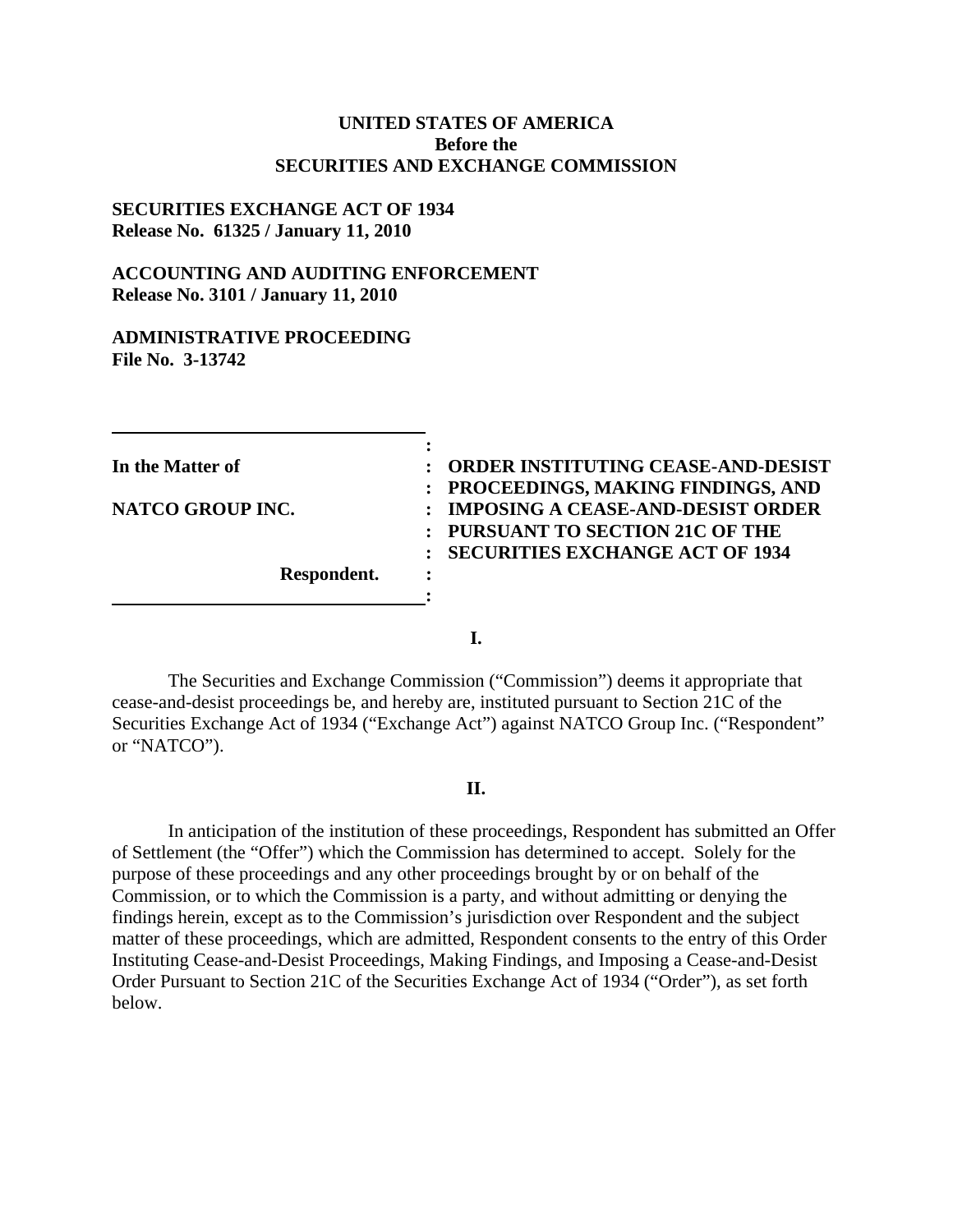**UNITED STATES OF AMERICA**
**Before the**
**SECURITIES AND EXCHANGE COMMISSION**

**SECURITIES EXCHANGE ACT OF 1934**
**Release No. 61325 / January 11, 2010**

**ACCOUNTING AND AUDITING ENFORCEMENT**
**Release No. 3101 / January 11, 2010**

**ADMINISTRATIVE PROCEEDING**
**File No. 3-13742**

| | |
|---|---|
| **In the Matter of** | **ORDER INSTITUTING CEASE-AND-DESIST PROCEEDINGS, MAKING FINDINGS, AND IMPOSING A CEASE-AND-DESIST ORDER PURSUANT TO SECTION 21C OF THE SECURITIES EXCHANGE ACT OF 1934** |
| **NATCO GROUP INC.** | |
| **Respondent.** | |

## I.

The Securities and Exchange Commission ("Commission") deems it appropriate that cease-and-desist proceedings be, and hereby are, instituted pursuant to Section 21C of the Securities Exchange Act of 1934 ("Exchange Act") against NATCO Group Inc. ("Respondent" or "NATCO").

## II.

In anticipation of the institution of these proceedings, Respondent has submitted an Offer of Settlement (the "Offer") which the Commission has determined to accept. Solely for the purpose of these proceedings and any other proceedings brought by or on behalf of the Commission, or to which the Commission is a party, and without admitting or denying the findings herein, except as to the Commission's jurisdiction over Respondent and the subject matter of these proceedings, which are admitted, Respondent consents to the entry of this Order Instituting Cease-and-Desist Proceedings, Making Findings, and Imposing a Cease-and-Desist Order Pursuant to Section 21C of the Securities Exchange Act of 1934 ("Order"), as set forth below.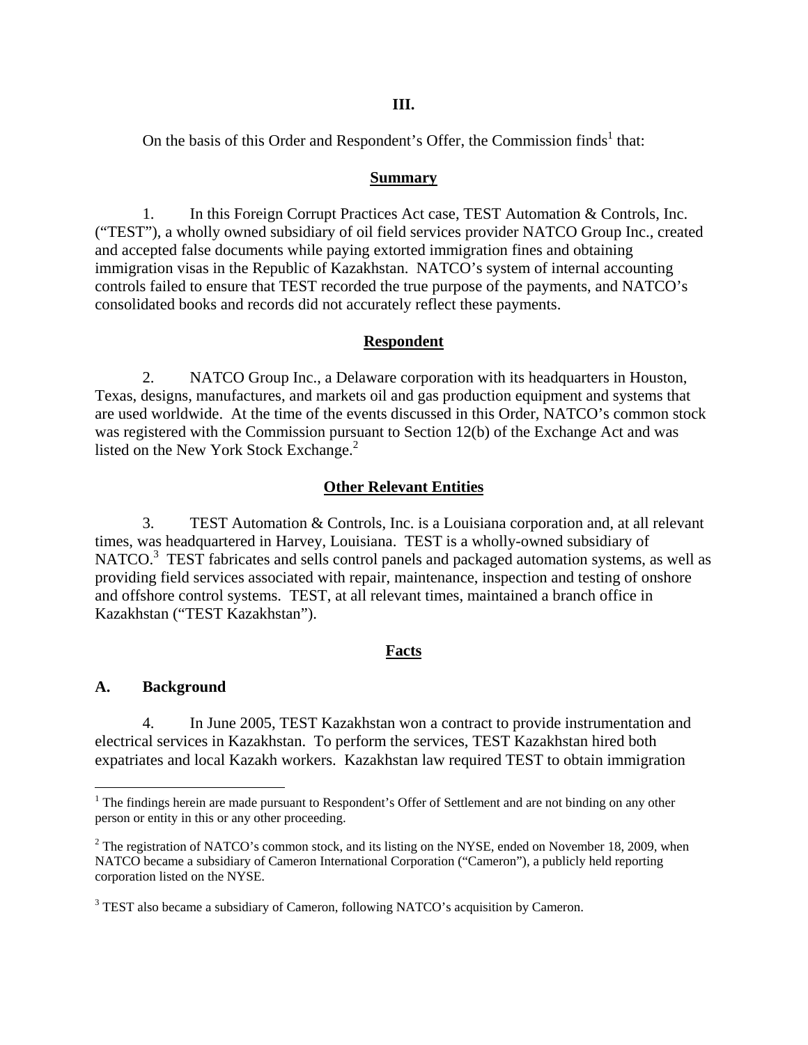## III.

On the basis of this Order and Respondent's Offer, the Commission finds[1] that:

### Summary

1. In this Foreign Corrupt Practices Act case, TEST Automation & Controls, Inc. ("TEST"), a wholly owned subsidiary of oil field services provider NATCO Group Inc., created and accepted false documents while paying extorted immigration fines and obtaining immigration visas in the Republic of Kazakhstan. NATCO's system of internal accounting controls failed to ensure that TEST recorded the true purpose of the payments, and NATCO's consolidated books and records did not accurately reflect these payments.

### Respondent

2. NATCO Group Inc., a Delaware corporation with its headquarters in Houston, Texas, designs, manufactures, and markets oil and gas production equipment and systems that are used worldwide. At the time of the events discussed in this Order, NATCO's common stock was registered with the Commission pursuant to Section 12(b) of the Exchange Act and was listed on the New York Stock Exchange.[2]

### Other Relevant Entities

3. TEST Automation & Controls, Inc. is a Louisiana corporation and, at all relevant times, was headquartered in Harvey, Louisiana. TEST is a wholly-owned subsidiary of NATCO.[3] TEST fabricates and sells control panels and packaged automation systems, as well as providing field services associated with repair, maintenance, inspection and testing of onshore and offshore control systems. TEST, at all relevant times, maintained a branch office in Kazakhstan ("TEST Kazakhstan").

### Facts

**A. Background**

4. In June 2005, TEST Kazakhstan won a contract to provide instrumentation and electrical services in Kazakhstan. To perform the services, TEST Kazakhstan hired both expatriates and local Kazakh workers. Kazakhstan law required TEST to obtain immigration

---

[1] The findings herein are made pursuant to Respondent's Offer of Settlement and are not binding on any other person or entity in this or any other proceeding.

[2] The registration of NATCO's common stock, and its listing on the NYSE, ended on November 18, 2009, when NATCO became a subsidiary of Cameron International Corporation ("Cameron"), a publicly held reporting corporation listed on the NYSE.

[3] TEST also became a subsidiary of Cameron, following NATCO's acquisition by Cameron.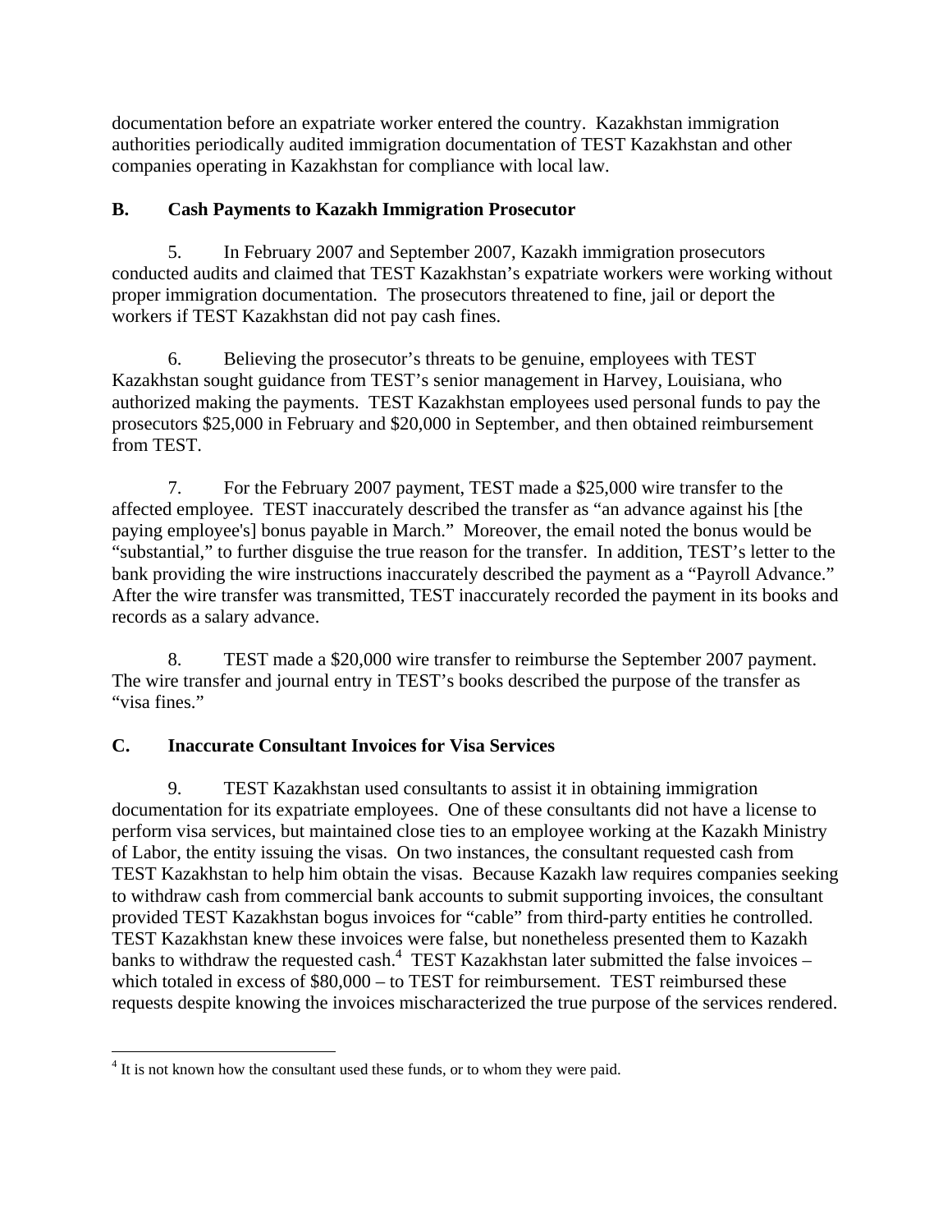documentation before an expatriate worker entered the country. Kazakhstan immigration authorities periodically audited immigration documentation of TEST Kazakhstan and other companies operating in Kazakhstan for compliance with local law.

## B. Cash Payments to Kazakh Immigration Prosecutor

5. In February 2007 and September 2007, Kazakh immigration prosecutors conducted audits and claimed that TEST Kazakhstan's expatriate workers were working without proper immigration documentation. The prosecutors threatened to fine, jail or deport the workers if TEST Kazakhstan did not pay cash fines.

6. Believing the prosecutor's threats to be genuine, employees with TEST Kazakhstan sought guidance from TEST's senior management in Harvey, Louisiana, who authorized making the payments. TEST Kazakhstan employees used personal funds to pay the prosecutors $25,000 in February and $20,000 in September, and then obtained reimbursement from TEST.

7. For the February 2007 payment, TEST made a $25,000 wire transfer to the affected employee. TEST inaccurately described the transfer as "an advance against his [the paying employee's] bonus payable in March." Moreover, the email noted the bonus would be "substantial," to further disguise the true reason for the transfer. In addition, TEST's letter to the bank providing the wire instructions inaccurately described the payment as a "Payroll Advance." After the wire transfer was transmitted, TEST inaccurately recorded the payment in its books and records as a salary advance.

8. TEST made a $20,000 wire transfer to reimburse the September 2007 payment. The wire transfer and journal entry in TEST's books described the purpose of the transfer as "visa fines."

## C. Inaccurate Consultant Invoices for Visa Services

9. TEST Kazakhstan used consultants to assist it in obtaining immigration documentation for its expatriate employees. One of these consultants did not have a license to perform visa services, but maintained close ties to an employee working at the Kazakh Ministry of Labor, the entity issuing the visas. On two instances, the consultant requested cash from TEST Kazakhstan to help him obtain the visas. Because Kazakh law requires companies seeking to withdraw cash from commercial bank accounts to submit supporting invoices, the consultant provided TEST Kazakhstan bogus invoices for "cable" from third-party entities he controlled. TEST Kazakhstan knew these invoices were false, but nonetheless presented them to Kazakh banks to withdraw the requested cash.[4] TEST Kazakhstan later submitted the false invoices – which totaled in excess of $80,000 – to TEST for reimbursement. TEST reimbursed these requests despite knowing the invoices mischaracterized the true purpose of the services rendered.

---

[4] It is not known how the consultant used these funds, or to whom they were paid.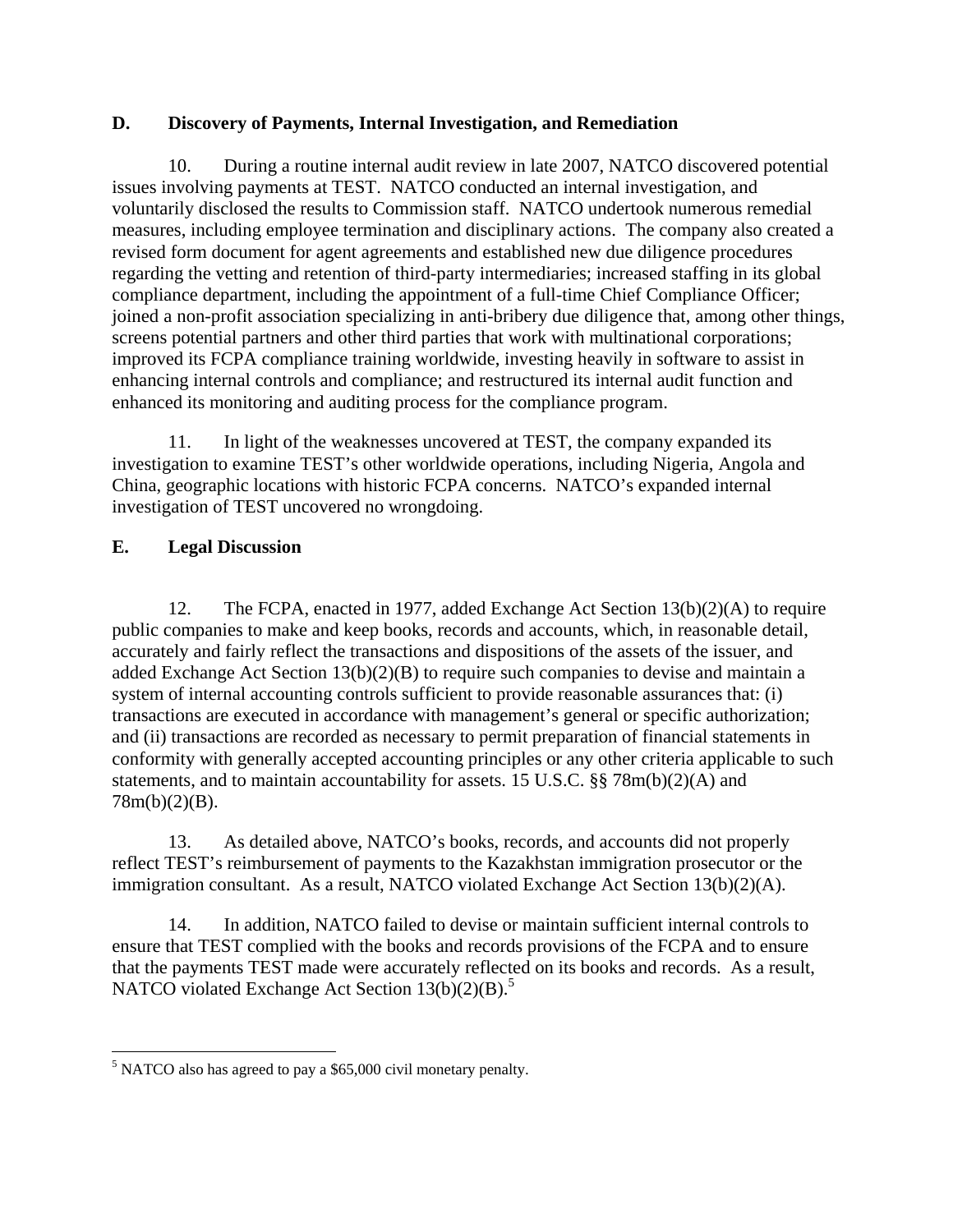## D. Discovery of Payments, Internal Investigation, and Remediation

10. During a routine internal audit review in late 2007, NATCO discovered potential issues involving payments at TEST. NATCO conducted an internal investigation, and voluntarily disclosed the results to Commission staff. NATCO undertook numerous remedial measures, including employee termination and disciplinary actions. The company also created a revised form document for agent agreements and established new due diligence procedures regarding the vetting and retention of third-party intermediaries; increased staffing in its global compliance department, including the appointment of a full-time Chief Compliance Officer; joined a non-profit association specializing in anti-bribery due diligence that, among other things, screens potential partners and other third parties that work with multinational corporations; improved its FCPA compliance training worldwide, investing heavily in software to assist in enhancing internal controls and compliance; and restructured its internal audit function and enhanced its monitoring and auditing process for the compliance program.

11. In light of the weaknesses uncovered at TEST, the company expanded its investigation to examine TEST's other worldwide operations, including Nigeria, Angola and China, geographic locations with historic FCPA concerns. NATCO's expanded internal investigation of TEST uncovered no wrongdoing.

## E. Legal Discussion

12. The FCPA, enacted in 1977, added Exchange Act Section 13(b)(2)(A) to require public companies to make and keep books, records and accounts, which, in reasonable detail, accurately and fairly reflect the transactions and dispositions of the assets of the issuer, and added Exchange Act Section 13(b)(2)(B) to require such companies to devise and maintain a system of internal accounting controls sufficient to provide reasonable assurances that: (i) transactions are executed in accordance with management's general or specific authorization; and (ii) transactions are recorded as necessary to permit preparation of financial statements in conformity with generally accepted accounting principles or any other criteria applicable to such statements, and to maintain accountability for assets. 15 U.S.C. §§ 78m(b)(2)(A) and 78m(b)(2)(B).

13. As detailed above, NATCO's books, records, and accounts did not properly reflect TEST's reimbursement of payments to the Kazakhstan immigration prosecutor or the immigration consultant. As a result, NATCO violated Exchange Act Section 13(b)(2)(A).

14. In addition, NATCO failed to devise or maintain sufficient internal controls to ensure that TEST complied with the books and records provisions of the FCPA and to ensure that the payments TEST made were accurately reflected on its books and records. As a result, NATCO violated Exchange Act Section 13(b)(2)(B).[5]

---

[5] NATCO also has agreed to pay a $65,000 civil monetary penalty.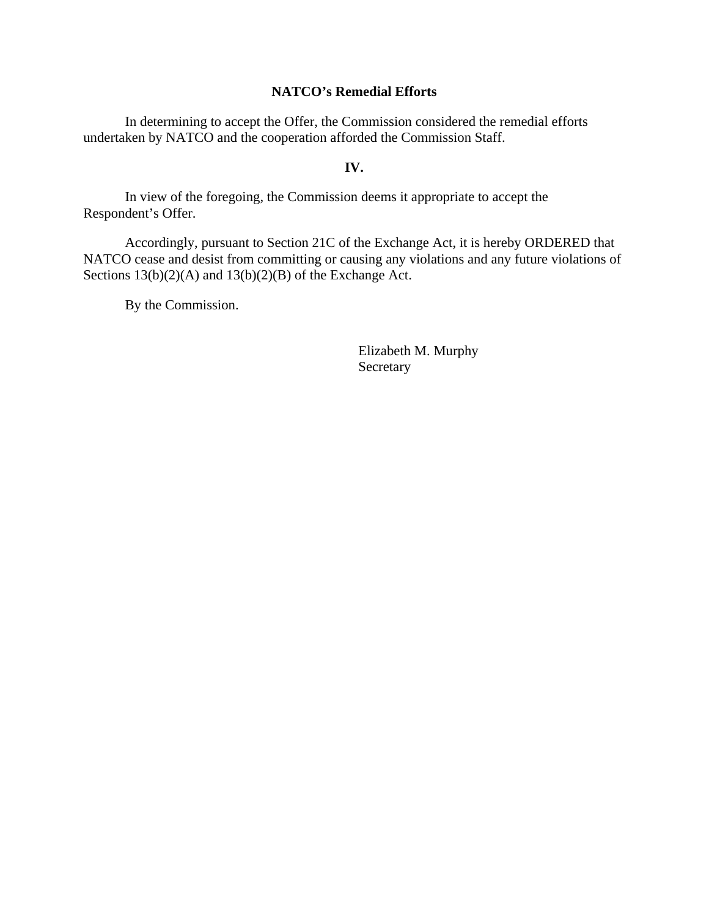**NATCO's Remedial Efforts**

In determining to accept the Offer, the Commission considered the remedial efforts undertaken by NATCO and the cooperation afforded the Commission Staff.

**IV.**

In view of the foregoing, the Commission deems it appropriate to accept the Respondent's Offer.

Accordingly, pursuant to Section 21C of the Exchange Act, it is hereby ORDERED that NATCO cease and desist from committing or causing any violations and any future violations of Sections 13(b)(2)(A) and 13(b)(2)(B) of the Exchange Act.

By the Commission.

Elizabeth M. Murphy
Secretary